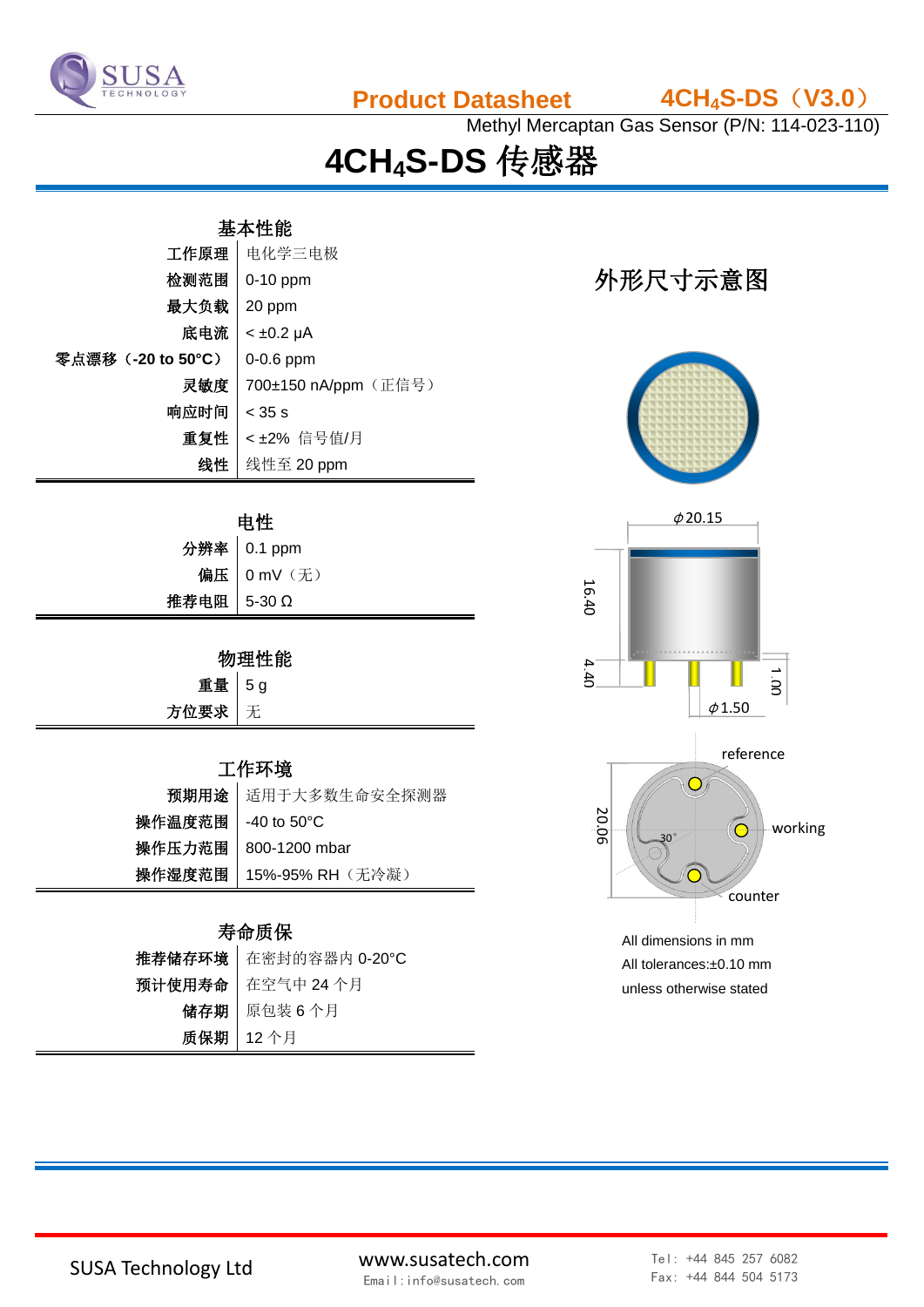Product Datasheet　　$4CH_4S$-DS（V3.0）

Methyl Mercaptan Gas Sensor (P/N: 114-023-110)

# $4CH_4S$-DS 传感器

## 基本性能

| 项目 | 参数 |
|---|---|
| 工作原理 | 电化学三电极 |
| 检测范围 | 0-10 ppm |
| 最大负载 | 20 ppm |
| 底电流 | < ±0.2 μA |
| 零点漂移（-20 to 50°C） | 0-0.6 ppm |
| 灵敏度 | 700±150 nA/ppm（正信号） |
| 响应时间 | < 35 s |
| 重复性 | < ±2% 信号值/月 |
| 线性 | 线性至 20 ppm |

## 电性

| 项目 | 参数 |
|---|---|
| 分辨率 | 0.1 ppm |
| 偏压 | 0 mV（无） |
| 推荐电阻 | 5-30 Ω |

## 物理性能

| 项目 | 参数 |
|---|---|
| 重量 | 5 g |
| 方位要求 | 无 |

## 工作环境

| 项目 | 参数 |
|---|---|
| 预期用途 | 适用于大多数生命安全探测器 |
| 操作温度范围 | -40 to 50°C |
| 操作压力范围 | 800-1200 mbar |
| 操作湿度范围 | 15%-95% RH（无冷凝） |

## 寿命质保

| 项目 | 参数 |
|---|---|
| 推荐储存环境 | 在密封的容器内 0-20°C |
| 预计使用寿命 | 在空气中 24 个月 |
| 储存期 | 原包装 6 个月 |
| 质保期 | 12 个月 |

## 外形尺寸示意图

ϕ20.15　16.40　4.40　1.00　ϕ1.50

20.06　30°　reference　working　counter

All dimensions in mm
All tolerances:±0.10 mm
unless otherwise stated

SUSA Technology Ltd　　www.susatech.com　Email:info@susatech.com　　Tel: +44 845 257 6082　Fax: +44 844 504 5173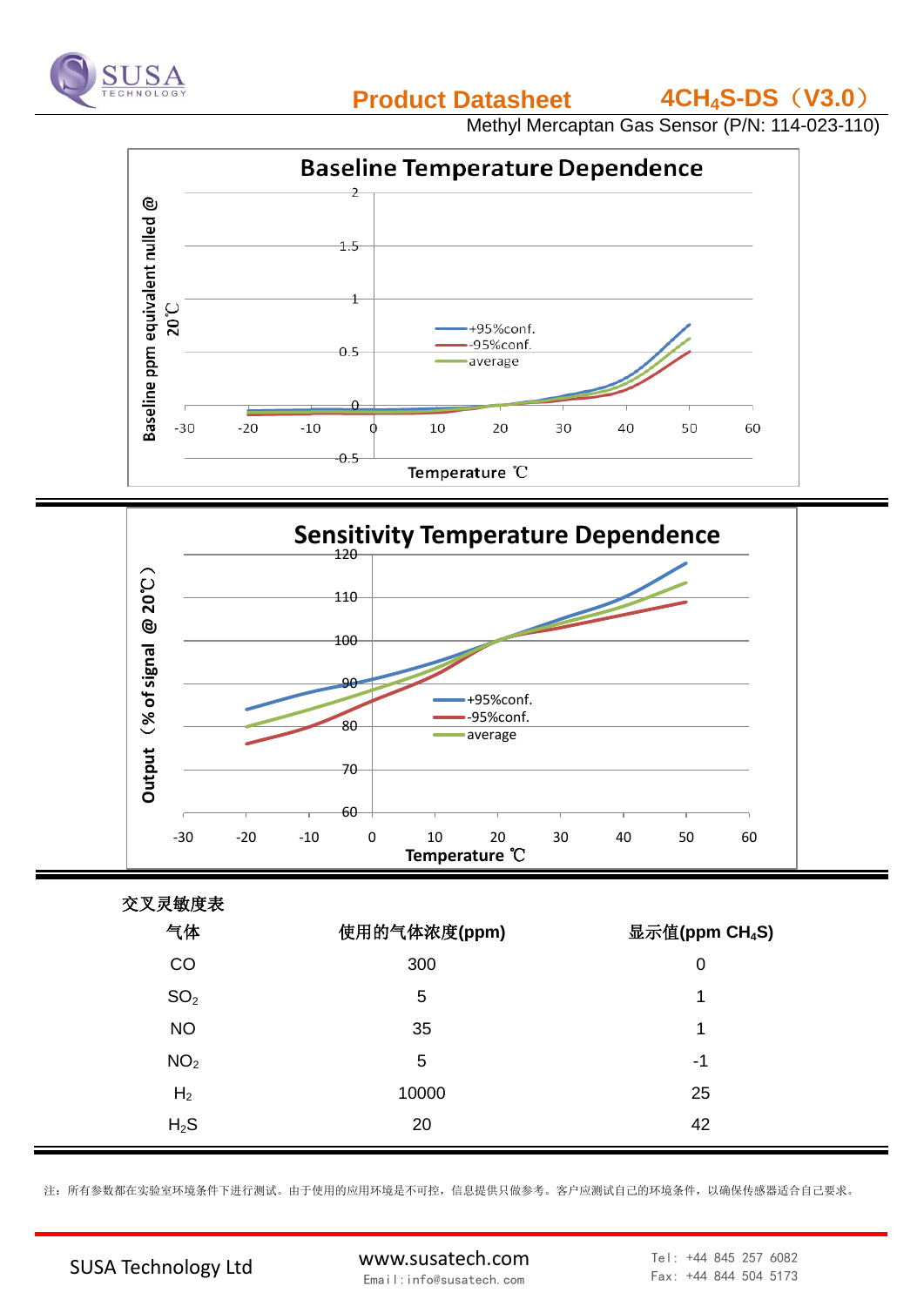Baseline Temperature Dependence

Baseline ppm equivalent nulled @ 20℃

2
1.5
1
0.5
0
-0.5

-30 -20 -10 0 10 20 30 40 50 60

Temperature ℃

+95%conf.
-95%conf.
average

Sensitivity Temperature Dependence

Output （% of signal @ 20℃）

120
110
100
90
80
70
60

-30 -20 -10 0 10 20 30 40 50 60

Temperature ℃

+95%conf.
-95%conf.
average

**交叉灵敏度表**

| 气体 | 使用的气体浓度(ppm) | 显示值(ppm $CH_4S$) |
|---|---|---|
| CO | 300 | 0 |
| $SO_2$ | 5 | 1 |
| NO | 35 | 1 |
| $NO_2$ | 5 | -1 |
| $H_2$ | 10000 | 25 |
| $H_2S$ | 20 | 42 |

注：所有参数都在实验室环境条件下进行测试。由于使用的应用环境是不可控，信息提供只做参考。客户应测试自己的环境条件，以确保传感器适合自己要求。